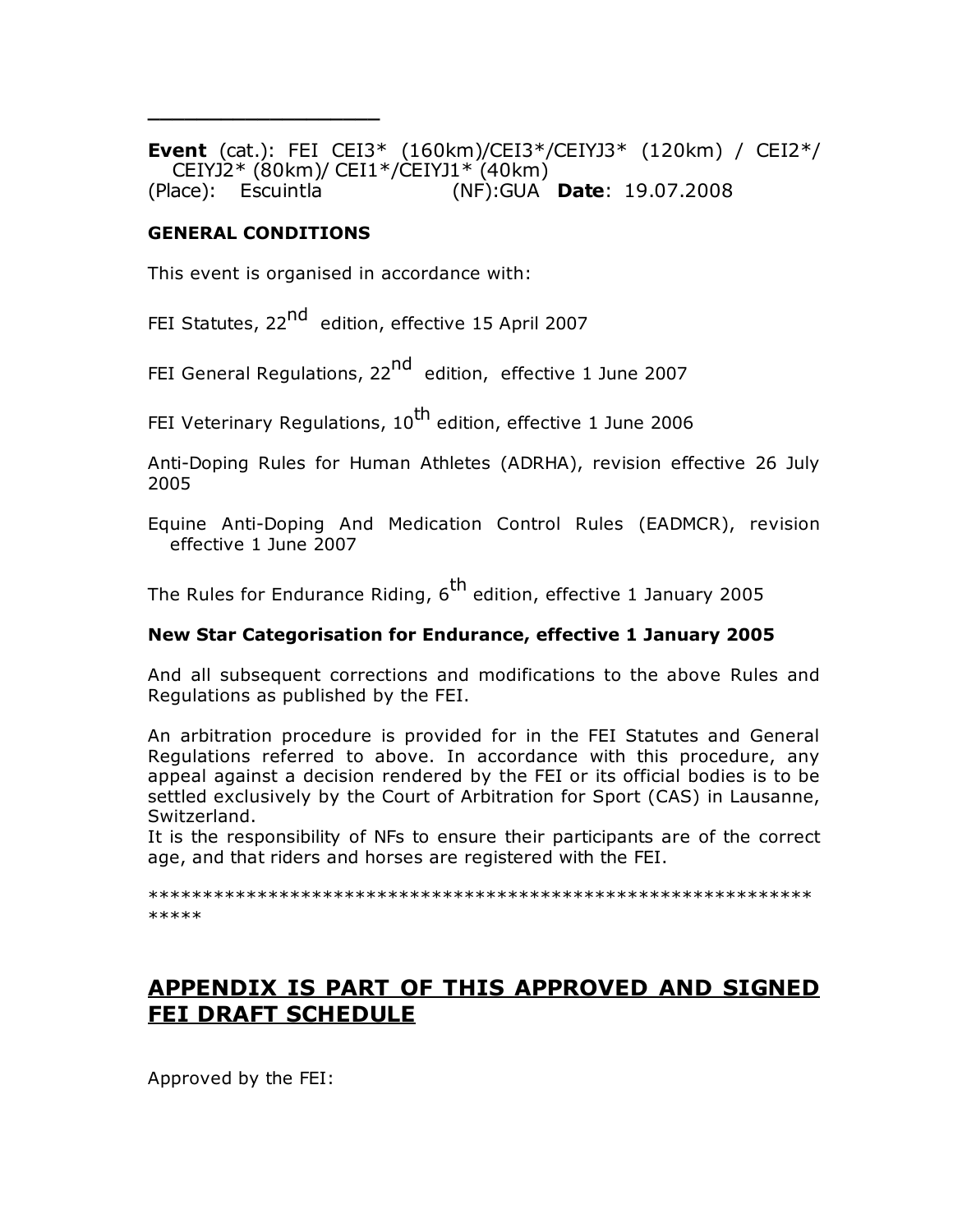---

**Event** (cat.): FEI CEI3* (160km)/CEI3*/CEIYJ3* (120km) / CEI2*/ CEIYJ2* (80km)/ CEI1*/CEIYJ1* (40km)
(Place): Escuintla (NF):GUA **Date**: 19.07.2008

**GENERAL CONDITIONS**

This event is organised in accordance with:

FEI Statutes, 22nd edition, effective 15 April 2007

FEI General Regulations, 22nd edition, effective 1 June 2007

FEI Veterinary Regulations, 10th edition, effective 1 June 2006

Anti-Doping Rules for Human Athletes (ADRHA), revision effective 26 July 2005

Equine Anti-Doping And Medication Control Rules (EADMCR), revision effective 1 June 2007

The Rules for Endurance Riding, 6th edition, effective 1 January 2005

**New Star Categorisation for Endurance, effective 1 January 2005**

And all subsequent corrections and modifications to the above Rules and Regulations as published by the FEI.

An arbitration procedure is provided for in the FEI Statutes and General Regulations referred to above. In accordance with this procedure, any appeal against a decision rendered by the FEI or its official bodies is to be settled exclusively by the Court of Arbitration for Sport (CAS) in Lausanne, Switzerland.
It is the responsibility of NFs to ensure their participants are of the correct age, and that riders and horses are registered with the FEI.

*****************************************************************

## APPENDIX IS PART OF THIS APPROVED AND SIGNED FEI DRAFT SCHEDULE

Approved by the FEI: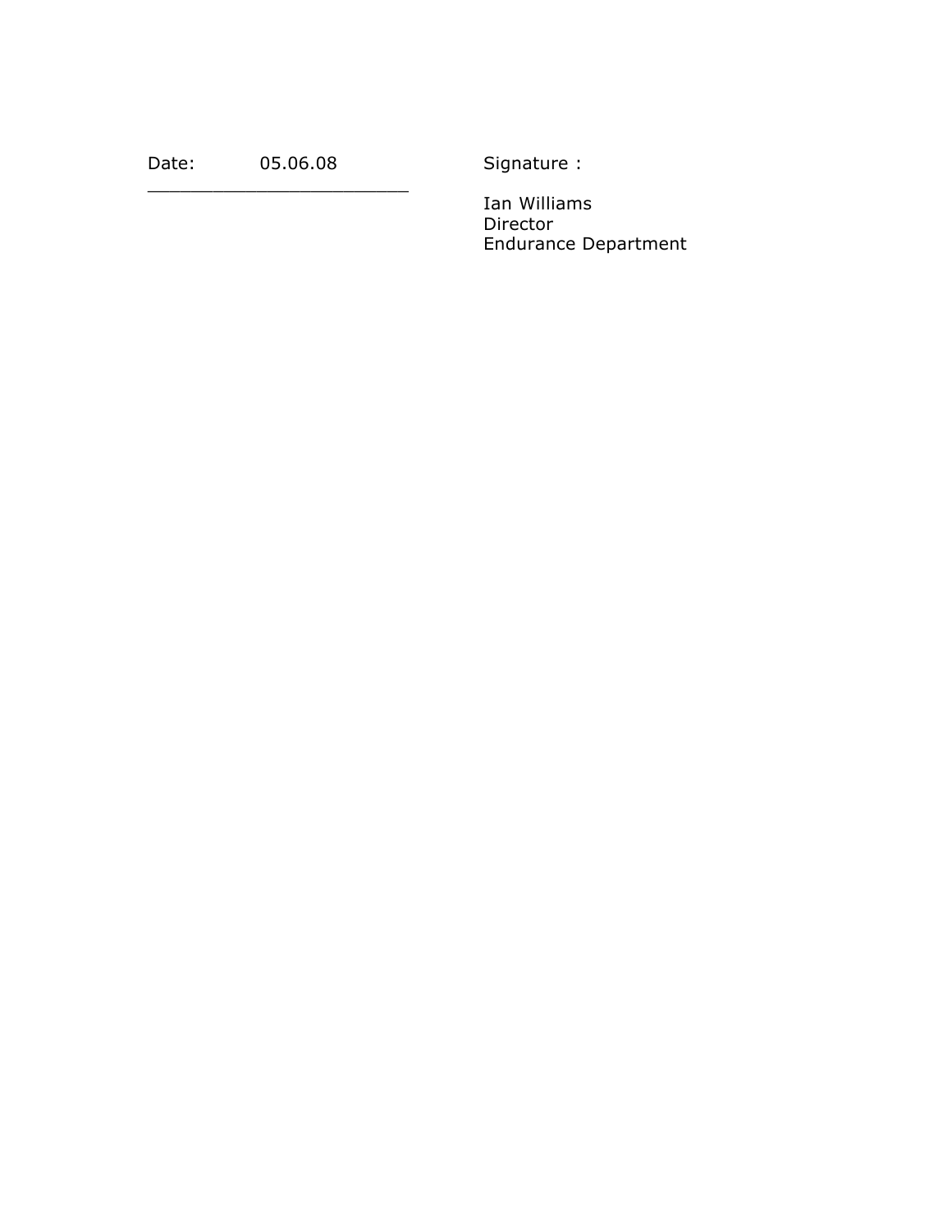Date: 05.06.08

_________________________

Signature :

Ian Williams
Director
Endurance Department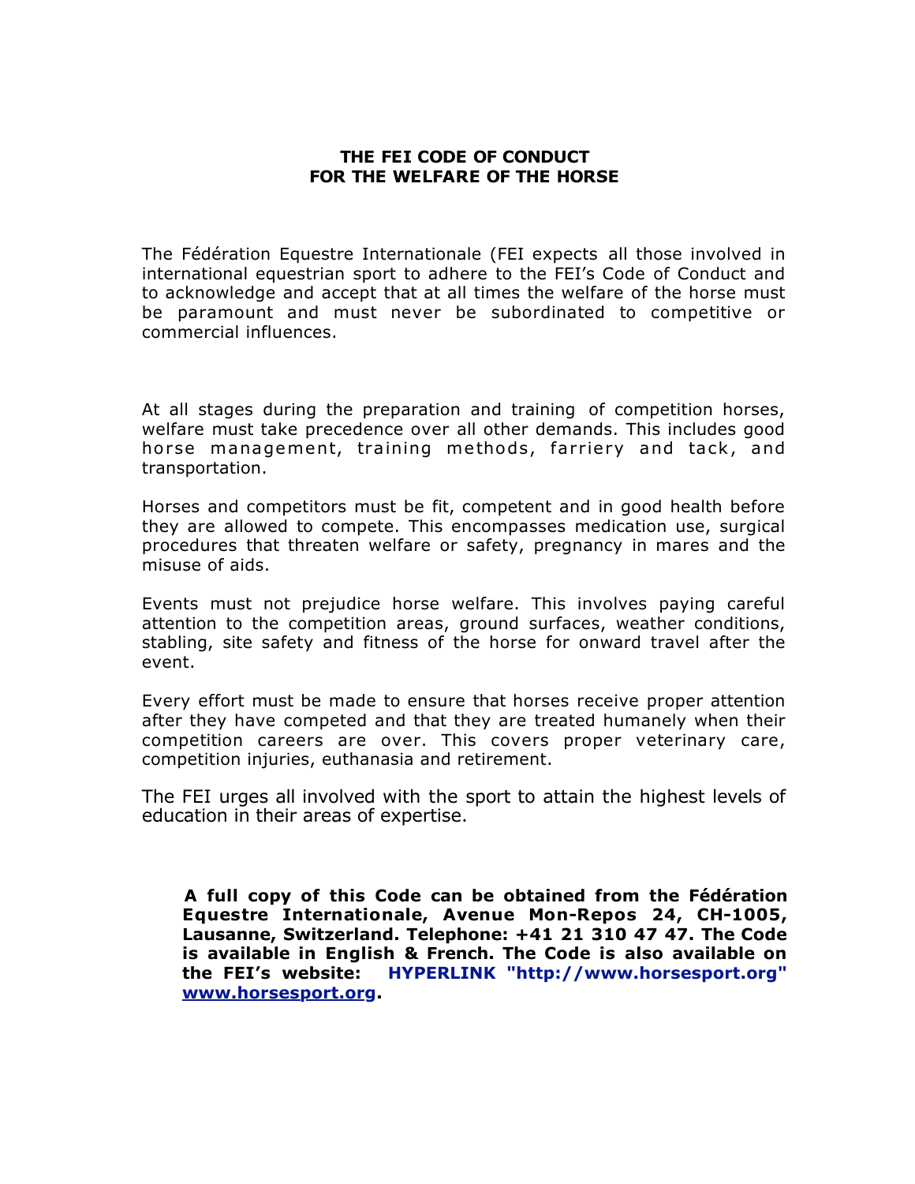# THE FEI CODE OF CONDUCT FOR THE WELFARE OF THE HORSE

The Fédération Equestre Internationale (FEI expects all those involved in international equestrian sport to adhere to the FEI's Code of Conduct and to acknowledge and accept that at all times the welfare of the horse must be paramount and must never be subordinated to competitive or commercial influences.

At all stages during the preparation and training of competition horses, welfare must take precedence over all other demands. This includes good horse management, training methods, farriery and tack, and transportation.

Horses and competitors must be fit, competent and in good health before they are allowed to compete. This encompasses medication use, surgical procedures that threaten welfare or safety, pregnancy in mares and the misuse of aids.

Events must not prejudice horse welfare. This involves paying careful attention to the competition areas, ground surfaces, weather conditions, stabling, site safety and fitness of the horse for onward travel after the event.

Every effort must be made to ensure that horses receive proper attention after they have competed and that they are treated humanely when their competition careers are over. This covers proper veterinary care, competition injuries, euthanasia and retirement.

The FEI urges all involved with the sport to attain the highest levels of education in their areas of expertise.

**A full copy of this Code can be obtained from the Fédération Equestre Internationale, Avenue Mon-Repos 24, CH-1005, Lausanne, Switzerland. Telephone: +41 21 310 47 47. The Code is available in English & French. The Code is also available on the FEI's website: HYPERLINK "http://www.horsesport.org" www.horsesport.org.**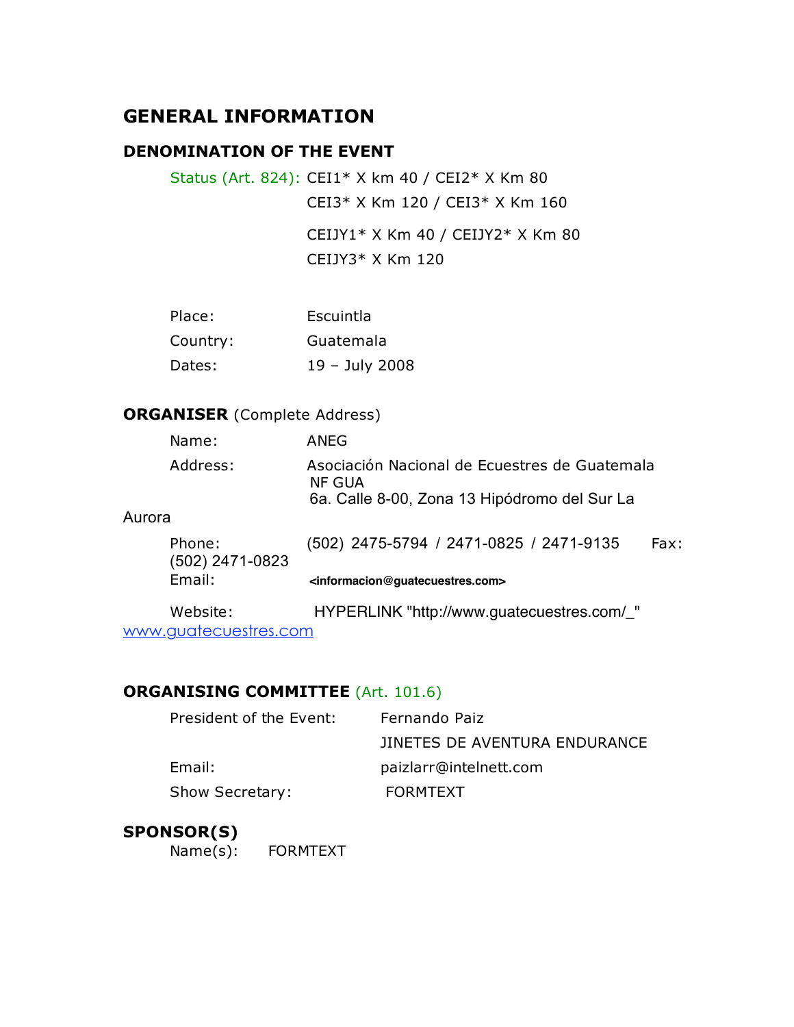# GENERAL INFORMATION

## DENOMINATION OF THE EVENT

Status (Art. 824): CEI1* X km 40 / CEI2* X Km 80

CEI3* X Km 120 / CEI3* X Km 160

CEIJY1* X Km 40 / CEIJY2* X Km 80

CEIJY3* X Km 120

Place: Escuintla

Country: Guatemala

Dates: 19 – July 2008

## ORGANISER (Complete Address)

Name: ANEG

Address: Asociación Nacional de Ecuestres de Guatemala
NF GUA
6a. Calle 8-00, Zona 13 Hipódromo del Sur La Aurora

Phone: (502) 2475-5794 / 2471-0825 / 2471-9135 Fax: (502) 2471-0823

Email: <informacion@guatecuestres.com>

Website: HYPERLINK "http://www.guatecuestres.com/_" www.guatecuestres.com

## ORGANISING COMMITTEE (Art. 101.6)

President of the Event: Fernando Paiz

JINETES DE AVENTURA ENDURANCE

Email: paizlarr@intelnett.com

Show Secretary: FORMTEXT

## SPONSOR(S)

Name(s): FORMTEXT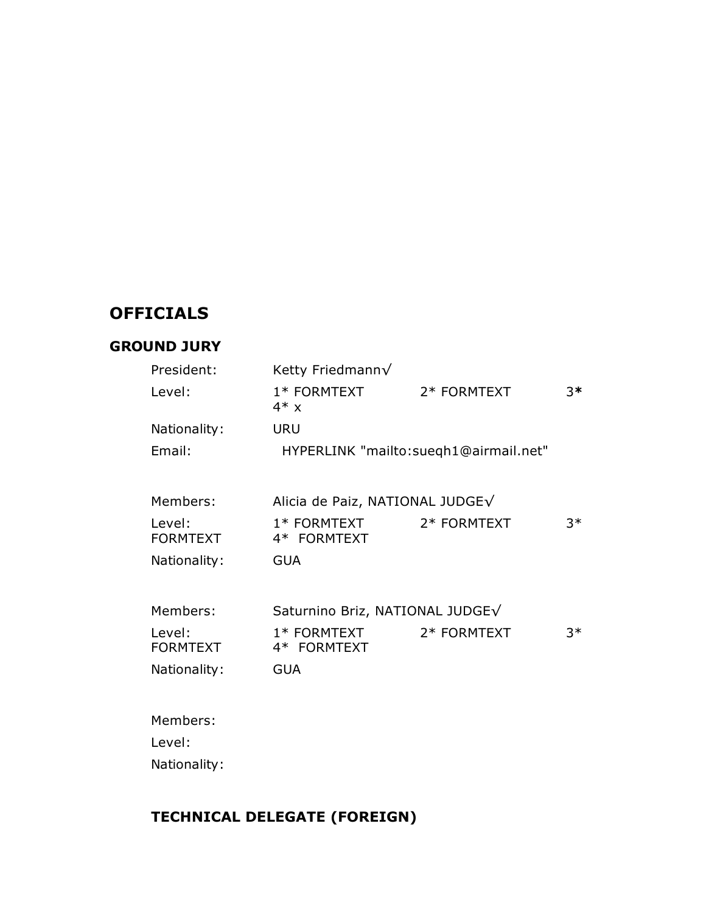# OFFICIALS

## GROUND JURY

President: Ketty Friedmann√

Level: 1* FORMTEXT 2* FORMTEXT 3**
4* x

Nationality: URU

Email: HYPERLINK "mailto:sueqh1@airmail.net"

Members: Alicia de Paiz, NATIONAL JUDGE√

Level: 1* FORMTEXT 2* FORMTEXT 3* FORMTEXT 4* FORMTEXT

Nationality: GUA

Members: Saturnino Briz, NATIONAL JUDGE√

Level: 1* FORMTEXT 2* FORMTEXT 3* FORMTEXT 4* FORMTEXT

Nationality: GUA

Members:

Level:

Nationality:

## TECHNICAL DELEGATE (FOREIGN)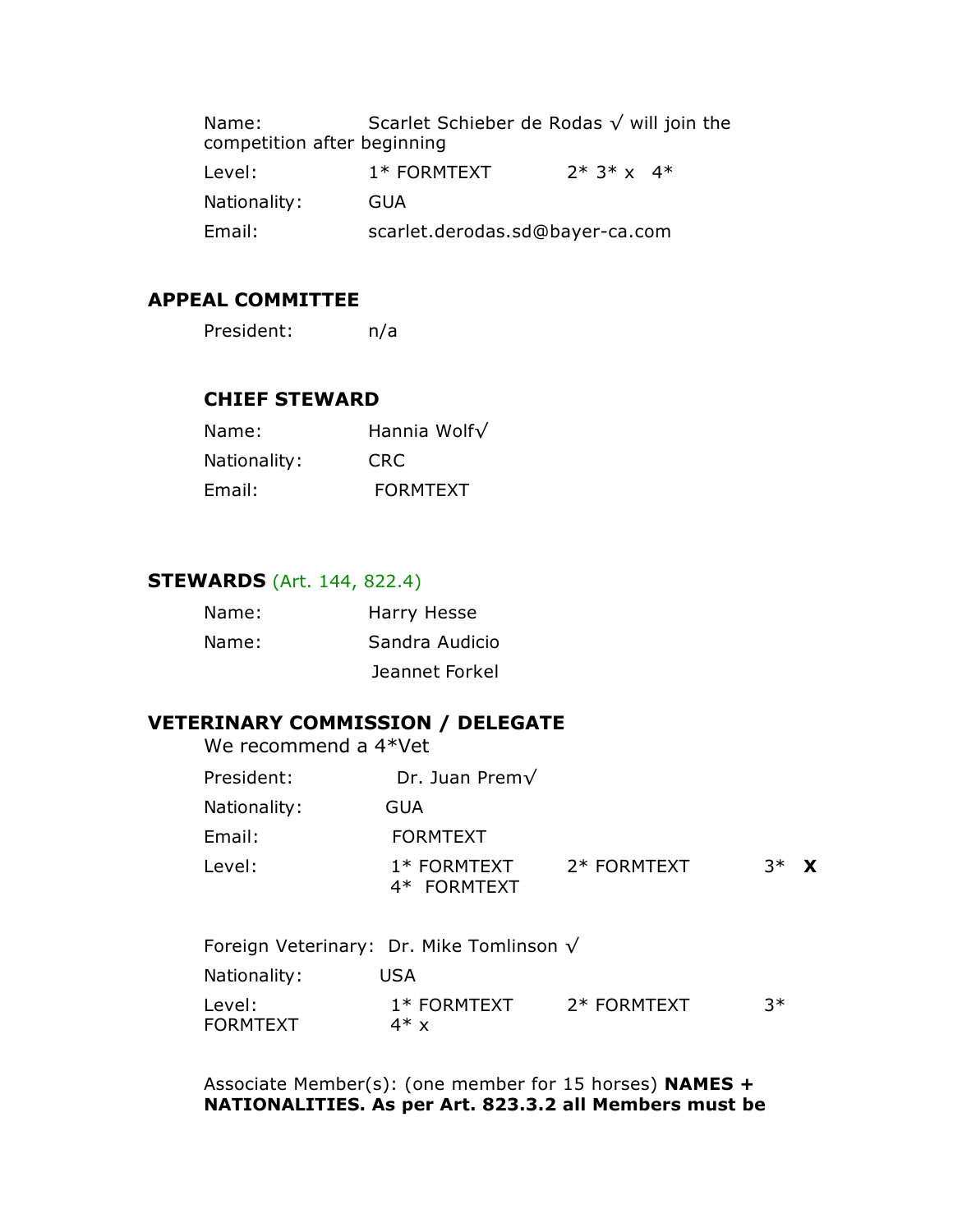Name: Scarlet Schieber de Rodas √ will join the competition after beginning

Level: 1* FORMTEXT 2* 3* x 4*

Nationality: GUA

Email: scarlet.derodas.sd@bayer-ca.com

## APPEAL COMMITTEE

President: n/a

## CHIEF STEWARD

Name: Hannia Wolf√

Nationality: CRC

Email: FORMTEXT

## STEWARDS (Art. 144, 822.4)

Name: Harry Hesse

Name: Sandra Audicio

Jeannet Forkel

## VETERINARY COMMISSION / DELEGATE

We recommend a 4*Vet

President: Dr. Juan Prem√

Nationality: GUA

Email: FORMTEXT

Level: 1* FORMTEXT 2* FORMTEXT 3* **X** 4* FORMTEXT

Foreign Veterinary: Dr. Mike Tomlinson √

Nationality: USA

Level: 1* FORMTEXT 2* FORMTEXT 3* FORMTEXT 4* x

Associate Member(s): (one member for 15 horses) **NAMES + NATIONALITIES. As per Art. 823.3.2 all Members must be**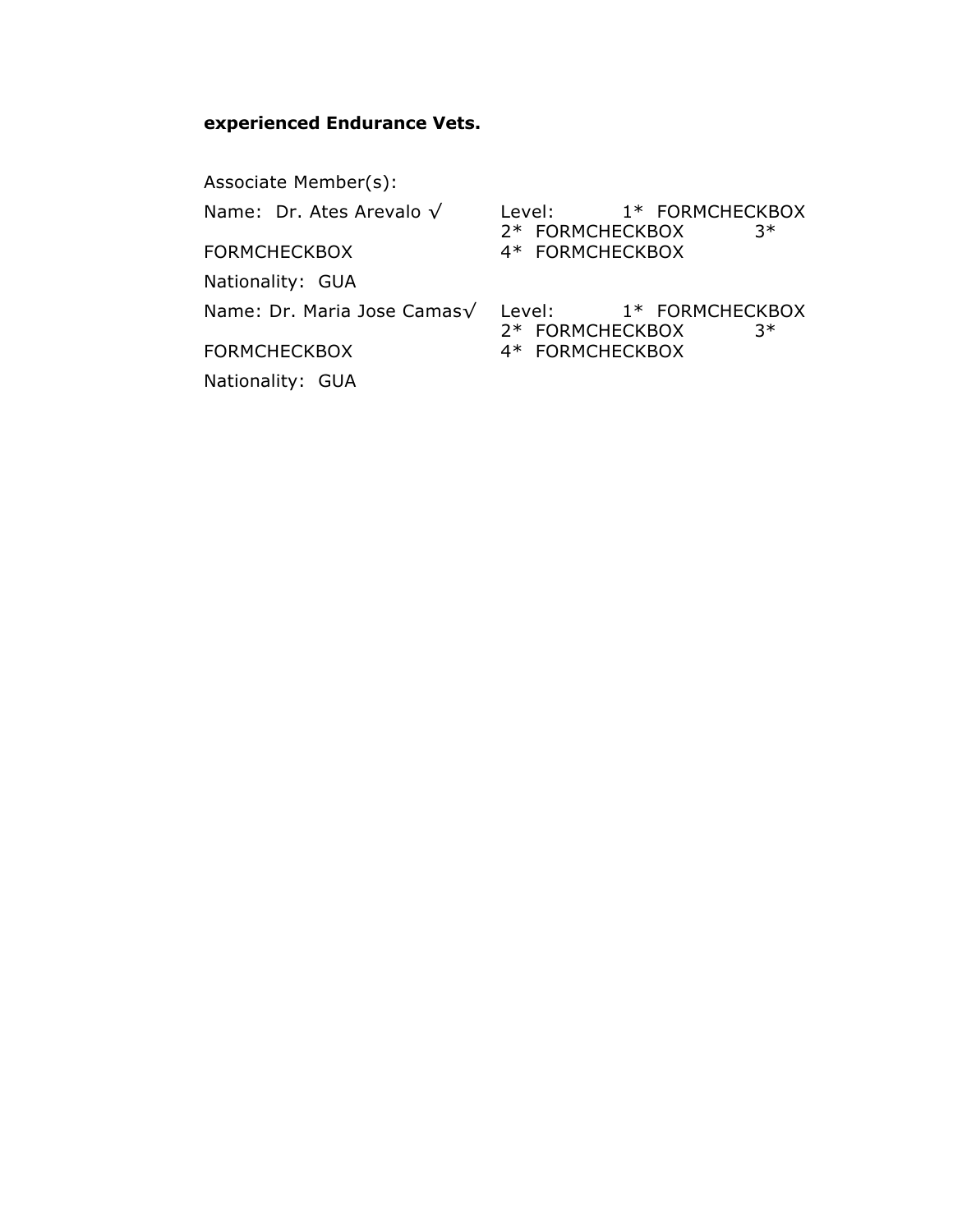**experienced Endurance Vets.**

Associate Member(s):

Name: Dr. Ates Arevalo √ Level: 1* FORMCHECKBOX 2* FORMCHECKBOX 3* FORMCHECKBOX 4* FORMCHECKBOX

Nationality: GUA

Name: Dr. Maria Jose Camas√ Level: 1* FORMCHECKBOX 2* FORMCHECKBOX 3* FORMCHECKBOX 4* FORMCHECKBOX

Nationality: GUA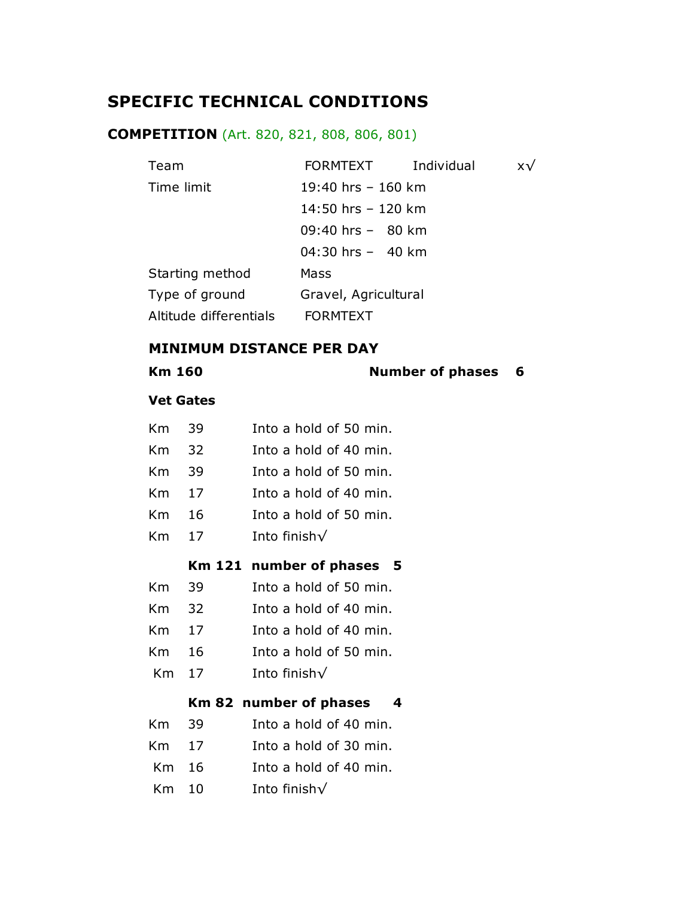## SPECIFIC TECHNICAL CONDITIONS

### COMPETITION (Art. 820, 821, 808, 806, 801)

| | | | |
|---|---|---|---|
| Team | FORMTEXT | Individual | x√ |
| Time limit | 19:40 hrs – 160 km | | |
| | 14:50 hrs – 120 km | | |
| | 09:40 hrs – 80 km | | |
| | 04:30 hrs – 40 km | | |
| Starting method | Mass | | |
| Type of ground | Gravel, Agricultural | | |
| Altitude differentials | FORMTEXT | | |

### MINIMUM DISTANCE PER DAY

**Km 160** **Number of phases 6**

**Vet Gates**

| | | |
|---|---|---|
| Km | 39 | Into a hold of 50 min. |
| Km | 32 | Into a hold of 40 min. |
| Km | 39 | Into a hold of 50 min. |
| Km | 17 | Into a hold of 40 min. |
| Km | 16 | Into a hold of 50 min. |
| Km | 17 | Into finish√ |

**Km 121 number of phases 5**

| | | |
|---|---|---|
| Km | 39 | Into a hold of 50 min. |
| Km | 32 | Into a hold of 40 min. |
| Km | 17 | Into a hold of 40 min. |
| Km | 16 | Into a hold of 50 min. |
| Km | 17 | Into finish√ |

**Km 82 number of phases 4**

| | | |
|---|---|---|
| Km | 39 | Into a hold of 40 min. |
| Km | 17 | Into a hold of 30 min. |
| Km | 16 | Into a hold of 40 min. |
| Km | 10 | Into finish√ |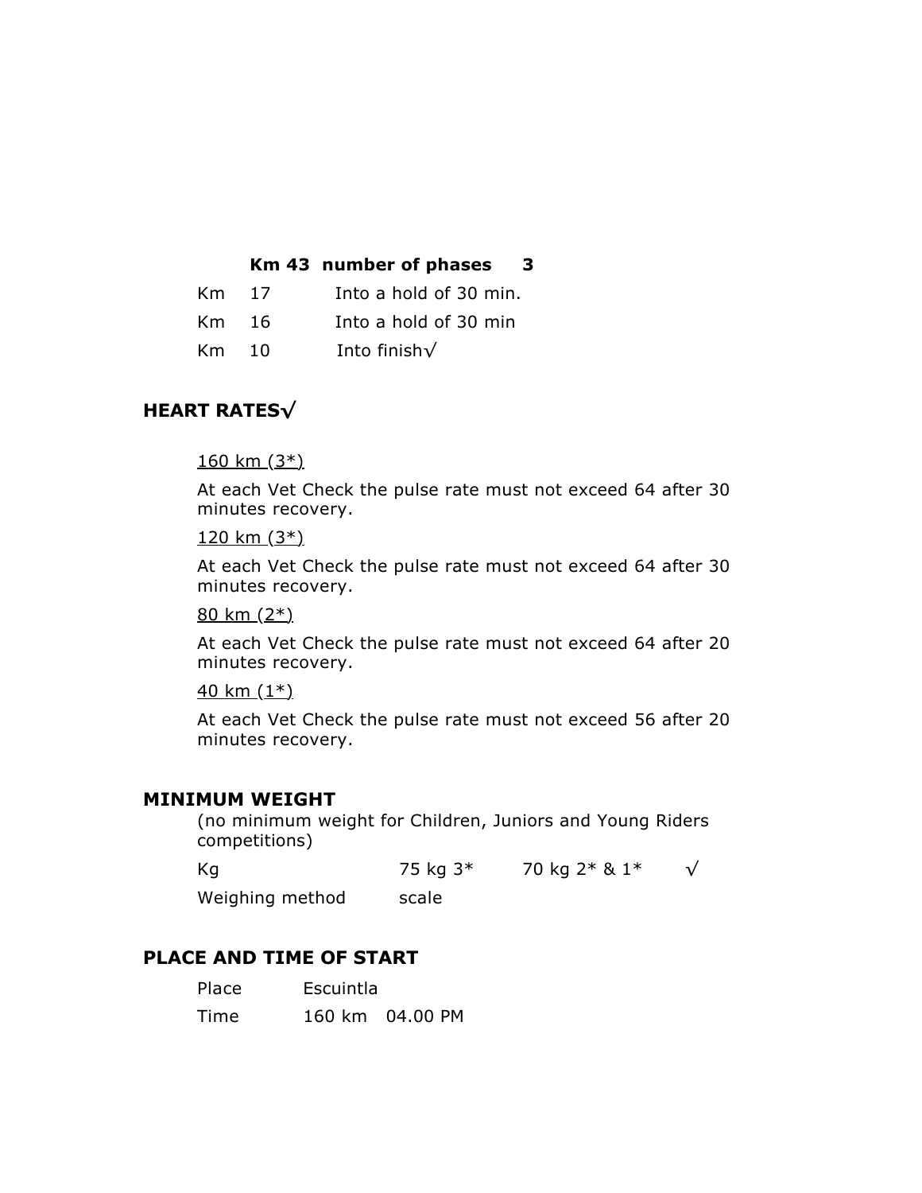**Km 43 number of phases 3**

| | | |
|---|---|---|
| Km | 17 | Into a hold of 30 min. |
| Km | 16 | Into a hold of 30 min |
| Km | 10 | Into finish√ |

## HEART RATES√

160 km (3*)

At each Vet Check the pulse rate must not exceed 64 after 30 minutes recovery.

120 km (3*)

At each Vet Check the pulse rate must not exceed 64 after 30 minutes recovery.

80 km (2*)

At each Vet Check the pulse rate must not exceed 64 after 20 minutes recovery.

40 km (1*)

At each Vet Check the pulse rate must not exceed 56 after 20 minutes recovery.

## MINIMUM WEIGHT

(no minimum weight for Children, Juniors and Young Riders competitions)

| | | | |
|---|---|---|---|
| Kg | 75 kg 3* | 70 kg 2* & 1* | √ |
| Weighing method | scale | | |

## PLACE AND TIME OF START

| | | |
|---|---|---|
| Place | Escuintla | |
| Time | 160 km | 04.00 PM |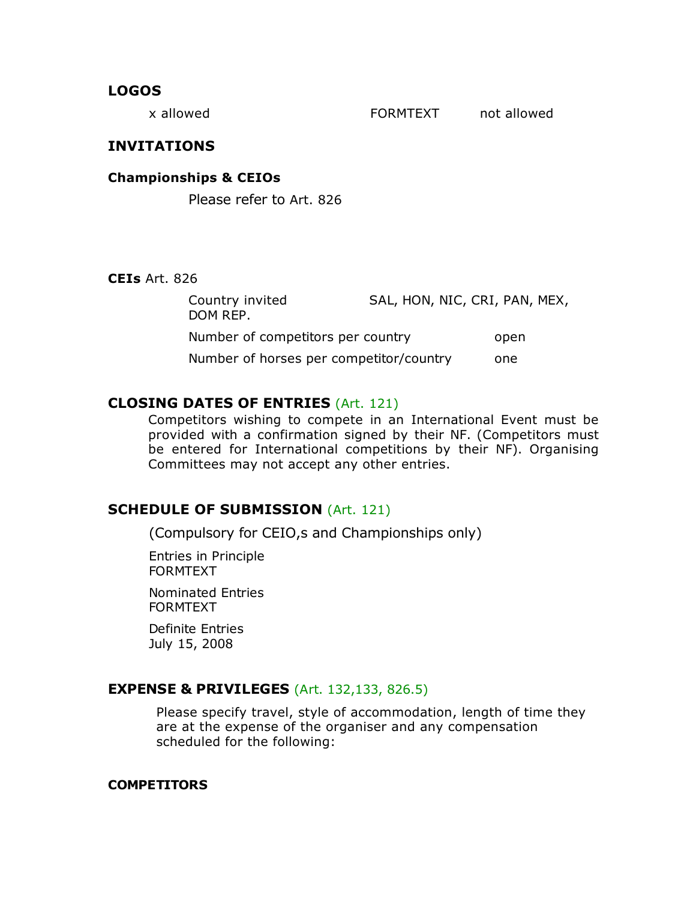## LOGOS

x allowed FORMTEXT not allowed

## INVITATIONS

### Championships & CEIOs

Please refer to Art. 826

**CEIs** Art. 826

Country invited SAL, HON, NIC, CRI, PAN, MEX, DOM REP.

Number of competitors per country open

Number of horses per competitor/country one

## CLOSING DATES OF ENTRIES (Art. 121)

Competitors wishing to compete in an International Event must be provided with a confirmation signed by their NF. (Competitors must be entered for International competitions by their NF). Organising Committees may not accept any other entries.

## SCHEDULE OF SUBMISSION (Art. 121)

(Compulsory for CEIO,s and Championships only)

Entries in Principle
FORMTEXT

Nominated Entries
FORMTEXT

Definite Entries
July 15, 2008

## EXPENSE & PRIVILEGES (Art. 132,133, 826.5)

Please specify travel, style of accommodation, length of time they are at the expense of the organiser and any compensation scheduled for the following:

### COMPETITORS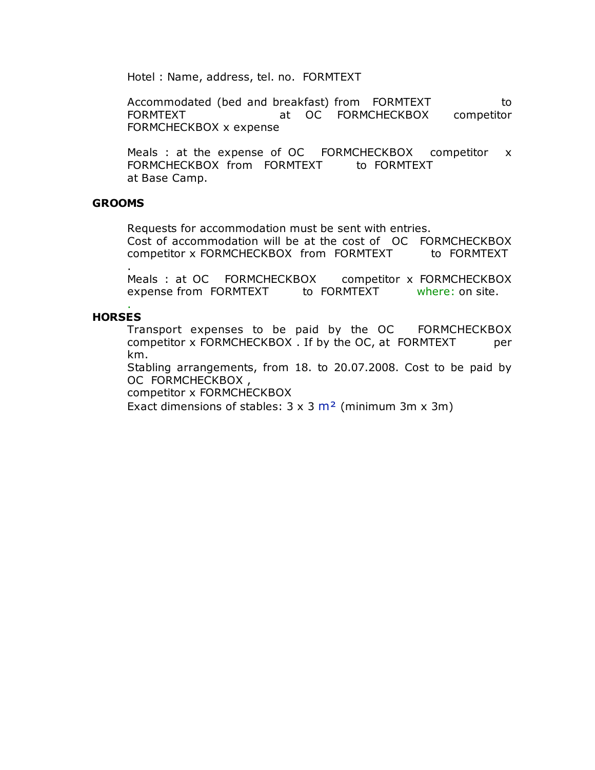Hotel : Name, address, tel. no. FORMTEXT

Accommodated (bed and breakfast) from FORMTEXT to FORMTEXT at OC FORMCHECKBOX competitor FORMCHECKBOX x expense

Meals : at the expense of OC FORMCHECKBOX competitor x FORMCHECKBOX from FORMTEXT to FORMTEXT at Base Camp.

**GROOMS**

Requests for accommodation must be sent with entries.
Cost of accommodation will be at the cost of OC FORMCHECKBOX competitor x FORMCHECKBOX from FORMTEXT to FORMTEXT
.
Meals : at OC FORMCHECKBOX competitor x FORMCHECKBOX expense from FORMTEXT to FORMTEXT where: on site.
.

**HORSES**

Transport expenses to be paid by the OC FORMCHECKBOX competitor x FORMCHECKBOX . If by the OC, at FORMTEXT per km.
Stabling arrangements, from 18. to 20.07.2008. Cost to be paid by OC FORMCHECKBOX ,
competitor x FORMCHECKBOX
Exact dimensions of stables: 3 x 3 $m^2$ (minimum 3m x 3m)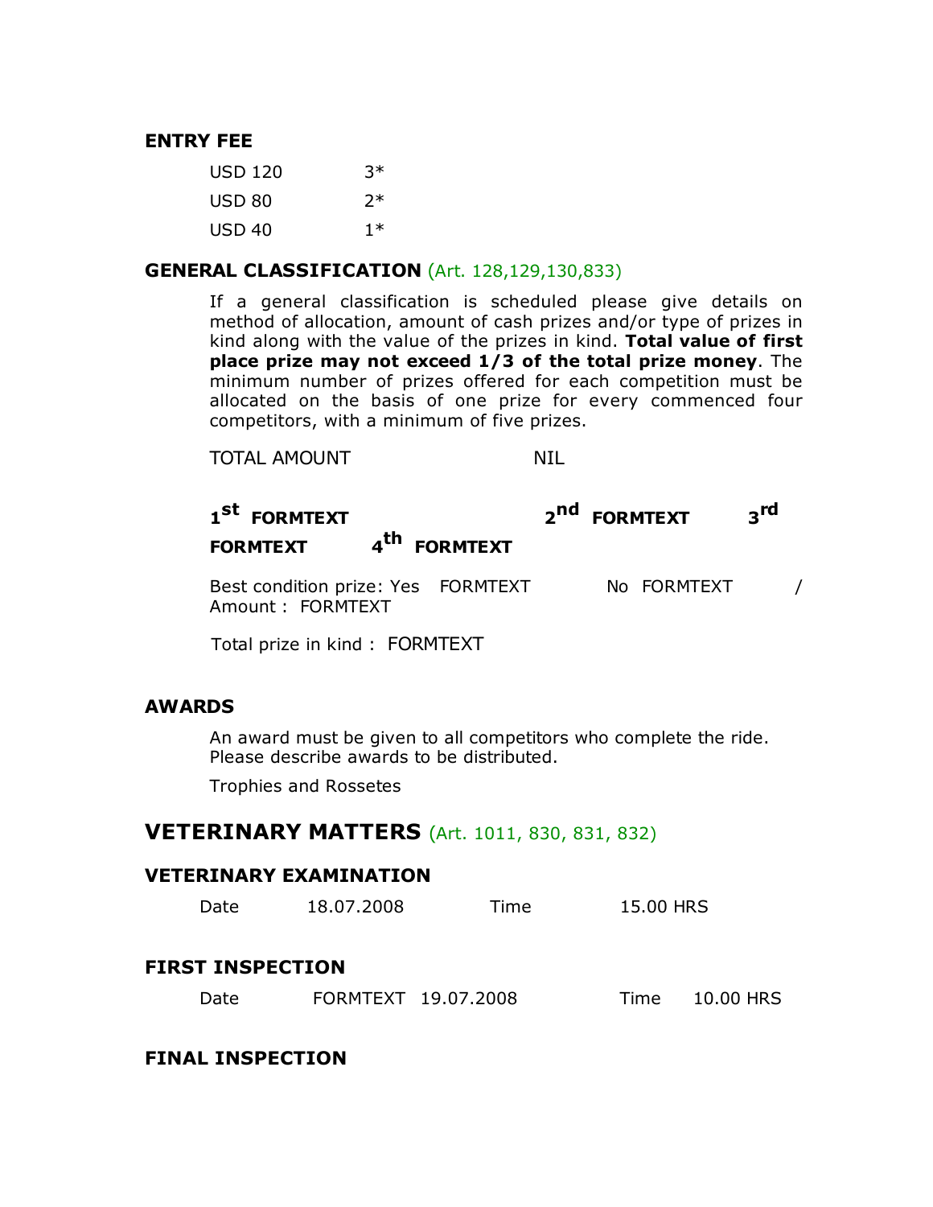### ENTRY FEE

| | |
|---|---|
| USD 120 | 3* |
| USD 80 | 2* |
| USD 40 | 1* |

### GENERAL CLASSIFICATION (Art. 128,129,130,833)

If a general classification is scheduled please give details on method of allocation, amount of cash prizes and/or type of prizes in kind along with the value of the prizes in kind. **Total value of first place prize may not exceed 1/3 of the total prize money**. The minimum number of prizes offered for each competition must be allocated on the basis of one prize for every commenced four competitors, with a minimum of five prizes.

TOTAL AMOUNT NIL

**1st FORMTEXT 2nd FORMTEXT 3rd FORMTEXT 4th FORMTEXT**

Best condition prize: Yes FORMTEXT No FORMTEXT / Amount : FORMTEXT

Total prize in kind : FORMTEXT

### AWARDS

An award must be given to all competitors who complete the ride. Please describe awards to be distributed.

Trophies and Rossetes

## VETERINARY MATTERS (Art. 1011, 830, 831, 832)

### VETERINARY EXAMINATION

Date 18.07.2008 Time 15.00 HRS

### FIRST INSPECTION

Date FORMTEXT 19.07.2008 Time 10.00 HRS

### FINAL INSPECTION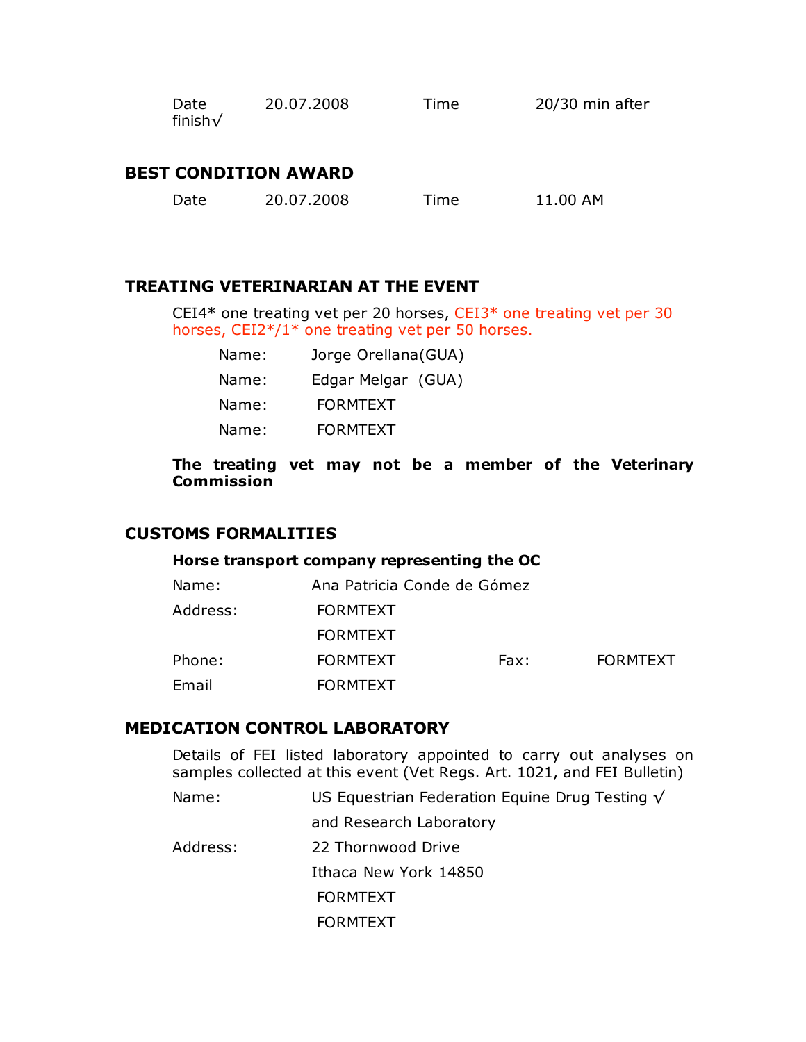| Date finish√ | 20.07.2008 | Time | 20/30 min after |
|---|---|---|---|

## BEST CONDITION AWARD

| Date | 20.07.2008 | Time | 11.00 AM |
|---|---|---|---|

## TREATING VETERINARIAN AT THE EVENT

CEI4* one treating vet per 20 horses, CEI3* one treating vet per 30 horses, CEI2*/1* one treating vet per 50 horses.

Name: Jorge Orellana(GUA)

Name: Edgar Melgar (GUA)

Name: FORMTEXT

Name: FORMTEXT

**The treating vet may not be a member of the Veterinary Commission**

## CUSTOMS FORMALITIES

**Horse transport company representing the OC**

Name: Ana Patricia Conde de Gómez

Address: FORMTEXT

FORMTEXT

Phone: FORMTEXT Fax: FORMTEXT

Email FORMTEXT

## MEDICATION CONTROL LABORATORY

Details of FEI listed laboratory appointed to carry out analyses on samples collected at this event (Vet Regs. Art. 1021, and FEI Bulletin)

Name: US Equestrian Federation Equine Drug Testing √

and Research Laboratory

Address: 22 Thornwood Drive

Ithaca New York 14850

FORMTEXT

FORMTEXT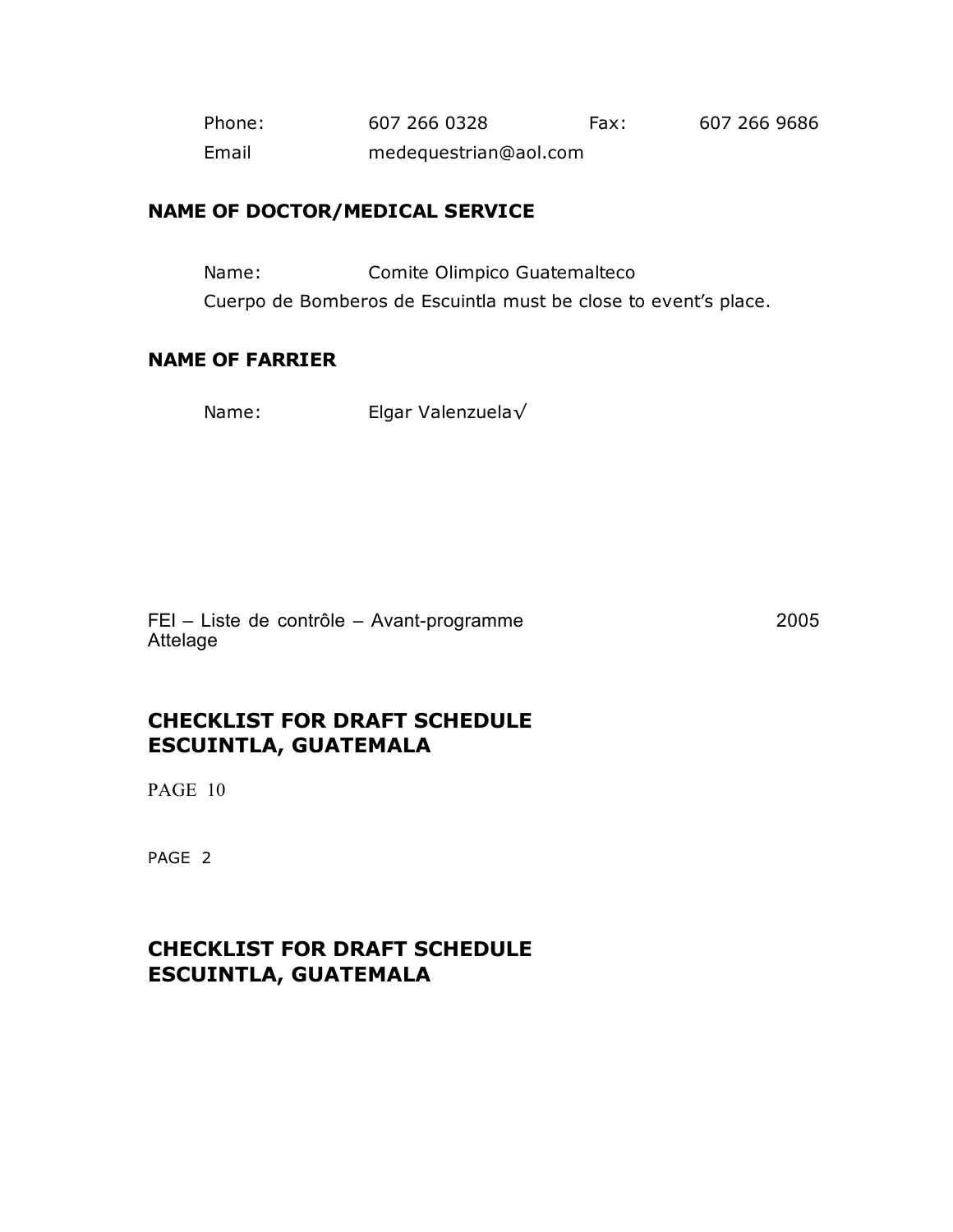| | | | |
|---|---|---|---|
| Phone: | 607 266 0328 | Fax: | 607 266 9686 |
| Email | medequestrian@aol.com | | |

**NAME OF DOCTOR/MEDICAL SERVICE**

Name: Comite Olimpico Guatemalteco

Cuerpo de Bomberos de Escuintla must be close to event's place.

**NAME OF FARRIER**

Name: Elgar Valenzuela√